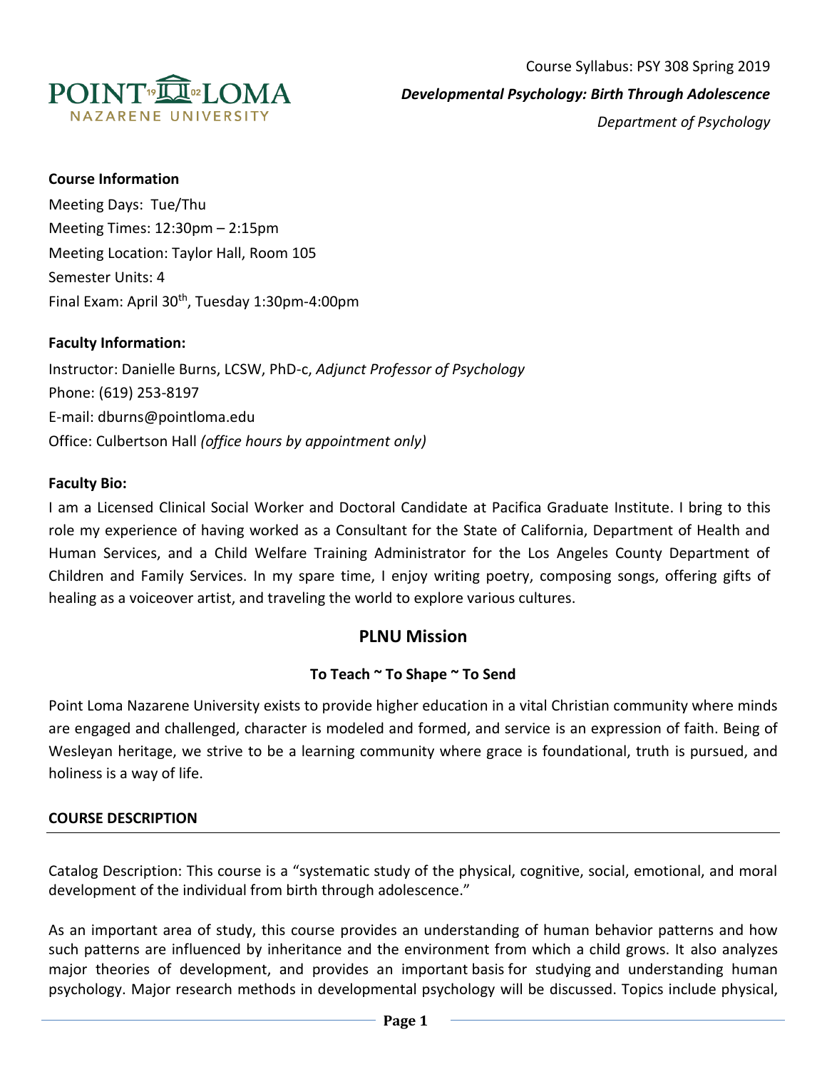POINT LOMA NAZARENE UNIVERSITY

Course Syllabus: PSY 308 Spring 2019

***Developmental Psychology: Birth Through Adolescence***

*Department of Psychology*

**Course Information**

Meeting Days: Tue/Thu
Meeting Times: 12:30pm – 2:15pm
Meeting Location: Taylor Hall, Room 105
Semester Units: 4
Final Exam: April 30th, Tuesday 1:30pm-4:00pm

**Faculty Information:**

Instructor: Danielle Burns, LCSW, PhD-c, *Adjunct Professor of Psychology*
Phone: (619) 253-8197
E-mail: dburns@pointloma.edu
Office: Culbertson Hall *(office hours by appointment only)*

**Faculty Bio:**

I am a Licensed Clinical Social Worker and Doctoral Candidate at Pacifica Graduate Institute. I bring to this role my experience of having worked as a Consultant for the State of California, Department of Health and Human Services, and a Child Welfare Training Administrator for the Los Angeles County Department of Children and Family Services. In my spare time, I enjoy writing poetry, composing songs, offering gifts of healing as a voiceover artist, and traveling the world to explore various cultures.

## PLNU Mission

**To Teach ~ To Shape ~ To Send**

Point Loma Nazarene University exists to provide higher education in a vital Christian community where minds are engaged and challenged, character is modeled and formed, and service is an expression of faith. Being of Wesleyan heritage, we strive to be a learning community where grace is foundational, truth is pursued, and holiness is a way of life.

**COURSE DESCRIPTION**

Catalog Description: This course is a "systematic study of the physical, cognitive, social, emotional, and moral development of the individual from birth through adolescence."

As an important area of study, this course provides an understanding of human behavior patterns and how such patterns are influenced by inheritance and the environment from which a child grows. It also analyzes major theories of development, and provides an important basis for studying and understanding human psychology. Major research methods in developmental psychology will be discussed. Topics include physical,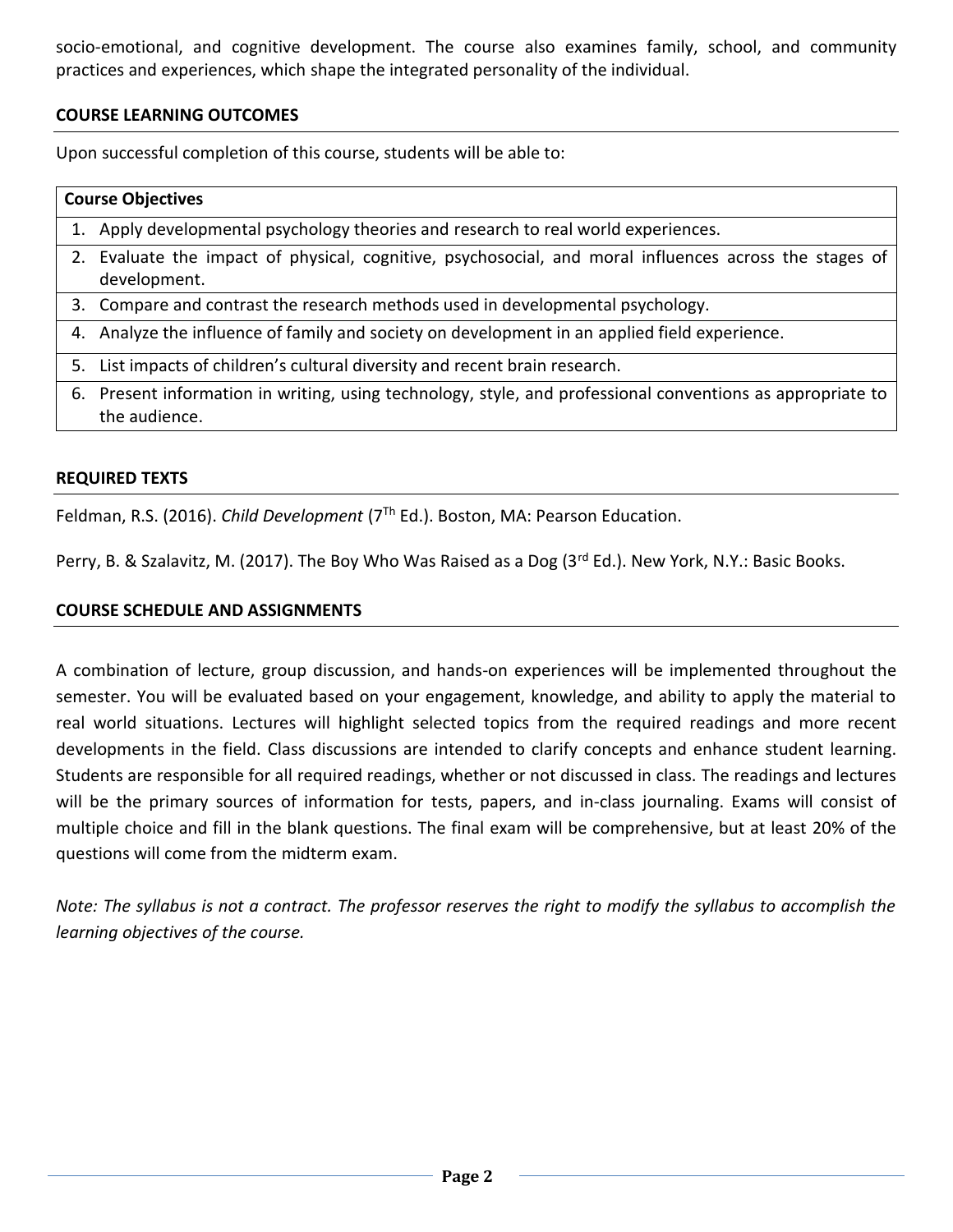socio-emotional, and cognitive development. The course also examines family, school, and community practices and experiences, which shape the integrated personality of the individual.

## COURSE LEARNING OUTCOMES

Upon successful completion of this course, students will be able to:

| Course Objectives |
|---|
| 1. Apply developmental psychology theories and research to real world experiences. |
| 2. Evaluate the impact of physical, cognitive, psychosocial, and moral influences across the stages of development. |
| 3. Compare and contrast the research methods used in developmental psychology. |
| 4. Analyze the influence of family and society on development in an applied field experience. |
| 5. List impacts of children's cultural diversity and recent brain research. |
| 6. Present information in writing, using technology, style, and professional conventions as appropriate to the audience. |

## REQUIRED TEXTS

Feldman, R.S. (2016). *Child Development* (7Th Ed.). Boston, MA: Pearson Education.

Perry, B. & Szalavitz, M. (2017). The Boy Who Was Raised as a Dog (3rd Ed.). New York, N.Y.: Basic Books.

## COURSE SCHEDULE AND ASSIGNMENTS

A combination of lecture, group discussion, and hands-on experiences will be implemented throughout the semester. You will be evaluated based on your engagement, knowledge, and ability to apply the material to real world situations. Lectures will highlight selected topics from the required readings and more recent developments in the field. Class discussions are intended to clarify concepts and enhance student learning. Students are responsible for all required readings, whether or not discussed in class. The readings and lectures will be the primary sources of information for tests, papers, and in-class journaling. Exams will consist of multiple choice and fill in the blank questions. The final exam will be comprehensive, but at least 20% of the questions will come from the midterm exam.

*Note: The syllabus is not a contract. The professor reserves the right to modify the syllabus to accomplish the learning objectives of the course.*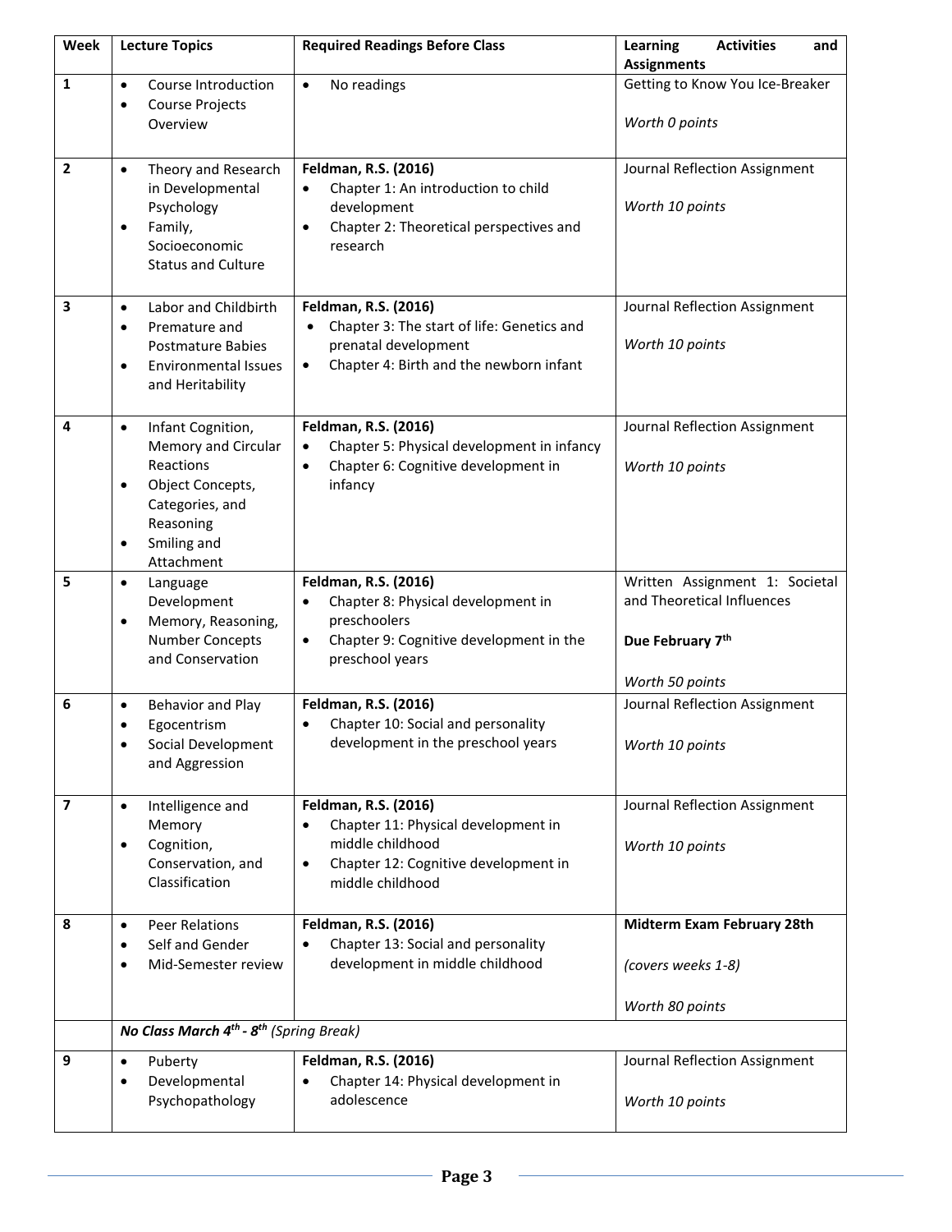| Week | Lecture Topics | Required Readings Before Class | Learning Activities and Assignments |
|---|---|---|---|
| **1** | • Course Introduction<br>• Course Projects Overview | • No readings | Getting to Know You Ice-Breaker<br><br>*Worth 0 points* |
| **2** | • Theory and Research in Developmental Psychology<br>• Family, Socioeconomic Status and Culture | **Feldman, R.S. (2016)**<br>• Chapter 1: An introduction to child development<br>• Chapter 2: Theoretical perspectives and research | Journal Reflection Assignment<br><br>*Worth 10 points* |
| **3** | • Labor and Childbirth<br>• Premature and Postmature Babies<br>• Environmental Issues and Heritability | **Feldman, R.S. (2016)**<br>• Chapter 3: The start of life: Genetics and prenatal development<br>• Chapter 4: Birth and the newborn infant | Journal Reflection Assignment<br><br>*Worth 10 points* |
| **4** | • Infant Cognition, Memory and Circular Reactions<br>• Object Concepts, Categories, and Reasoning<br>• Smiling and Attachment | **Feldman, R.S. (2016)**<br>• Chapter 5: Physical development in infancy<br>• Chapter 6: Cognitive development in infancy | Journal Reflection Assignment<br><br>*Worth 10 points* |
| **5** | • Language Development<br>• Memory, Reasoning, Number Concepts and Conservation | **Feldman, R.S. (2016)**<br>• Chapter 8: Physical development in preschoolers<br>• Chapter 9: Cognitive development in the preschool years | Written Assignment 1: Societal and Theoretical Influences<br><br>**Due February 7th**<br><br>*Worth 50 points* |
| **6** | • Behavior and Play<br>• Egocentrism<br>• Social Development and Aggression | **Feldman, R.S. (2016)**<br>• Chapter 10: Social and personality development in the preschool years | Journal Reflection Assignment<br><br>*Worth 10 points* |
| **7** | • Intelligence and Memory<br>• Cognition, Conservation, and Classification | **Feldman, R.S. (2016)**<br>• Chapter 11: Physical development in middle childhood<br>• Chapter 12: Cognitive development in middle childhood | Journal Reflection Assignment<br><br>*Worth 10 points* |
| **8** | • Peer Relations<br>• Self and Gender<br>• Mid-Semester review | **Feldman, R.S. (2016)**<br>• Chapter 13: Social and personality development in middle childhood | **Midterm Exam February 28th**<br><br>*(covers weeks 1-8)*<br><br>*Worth 80 points* |
| | ***No Class March 4th - 8th** (Spring Break)* | | |
| **9** | • Puberty<br>• Developmental Psychopathology | **Feldman, R.S. (2016)**<br>• Chapter 14: Physical development in adolescence | Journal Reflection Assignment<br><br>*Worth 10 points* |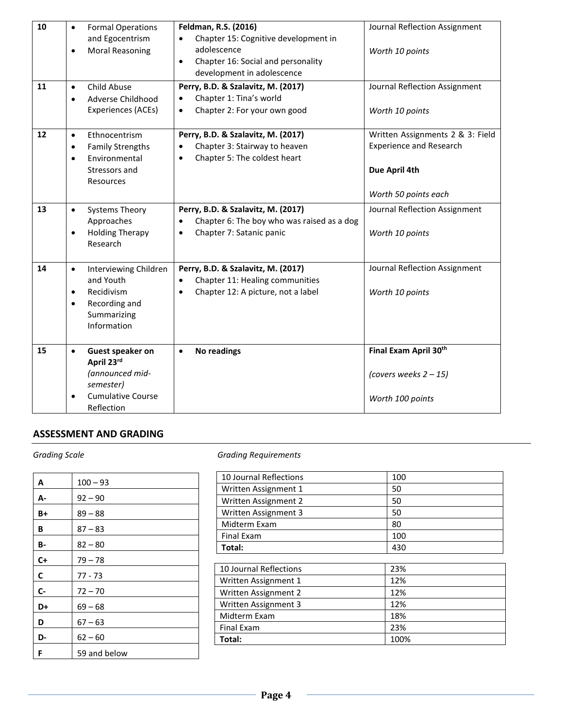| 10 | • Formal Operations and Egocentrism<br>• Moral Reasoning | **Feldman, R.S. (2016)**<br>• Chapter 15: Cognitive development in adolescence<br>• Chapter 16: Social and personality development in adolescence | Journal Reflection Assignment<br><br>*Worth 10 points* |
|---|---|---|---|
| 11 | • Child Abuse<br>• Adverse Childhood Experiences (ACEs) | **Perry, B.D. & Szalavitz, M. (2017)**<br>• Chapter 1: Tina's world<br>• Chapter 2: For your own good | Journal Reflection Assignment<br><br>*Worth 10 points* |
| 12 | • Ethnocentrism<br>• Family Strengths<br>• Environmental Stressors and Resources | **Perry, B.D. & Szalavitz, M. (2017)**<br>• Chapter 3: Stairway to heaven<br>• Chapter 5: The coldest heart | Written Assignments 2 & 3: Field Experience and Research<br><br>**Due April 4th**<br><br>*Worth 50 points each* |
| 13 | • Systems Theory Approaches<br>• Holding Therapy Research | **Perry, B.D. & Szalavitz, M. (2017)**<br>• Chapter 6: The boy who was raised as a dog<br>• Chapter 7: Satanic panic | Journal Reflection Assignment<br><br>*Worth 10 points* |
| 14 | • Interviewing Children and Youth<br>• Recidivism<br>• Recording and Summarizing Information | **Perry, B.D. & Szalavitz, M. (2017)**<br>• Chapter 11: Healing communities<br>• Chapter 12: A picture, not a label | Journal Reflection Assignment<br><br>*Worth 10 points* |
| 15 | • **Guest speaker on April 23rd** *(announced mid-semester)*<br>• Cumulative Course Reflection | • **No readings** | **Final Exam April 30th**<br><br>*(covers weeks 2 – 15)*<br><br>*Worth 100 points* |

## ASSESSMENT AND GRADING

*Grading Scale*

| | |
|---|---|
| **A** | 100 – 93 |
| **A-** | 92 – 90 |
| **B+** | 89 – 88 |
| **B** | 87 – 83 |
| **B-** | 82 – 80 |
| **C+** | 79 – 78 |
| **C** | 77 - 73 |
| **C-** | 72 – 70 |
| **D+** | 69 – 68 |
| **D** | 67 – 63 |
| **D-** | 62 – 60 |
| **F** | 59 and below |

*Grading Requirements*

| | |
|---|---|
| 10 Journal Reflections | 100 |
| Written Assignment 1 | 50 |
| Written Assignment 2 | 50 |
| Written Assignment 3 | 50 |
| Midterm Exam | 80 |
| Final Exam | 100 |
| **Total:** | 430 |

| | |
|---|---|
| 10 Journal Reflections | 23% |
| Written Assignment 1 | 12% |
| Written Assignment 2 | 12% |
| Written Assignment 3 | 12% |
| Midterm Exam | 18% |
| Final Exam | 23% |
| **Total:** | 100% |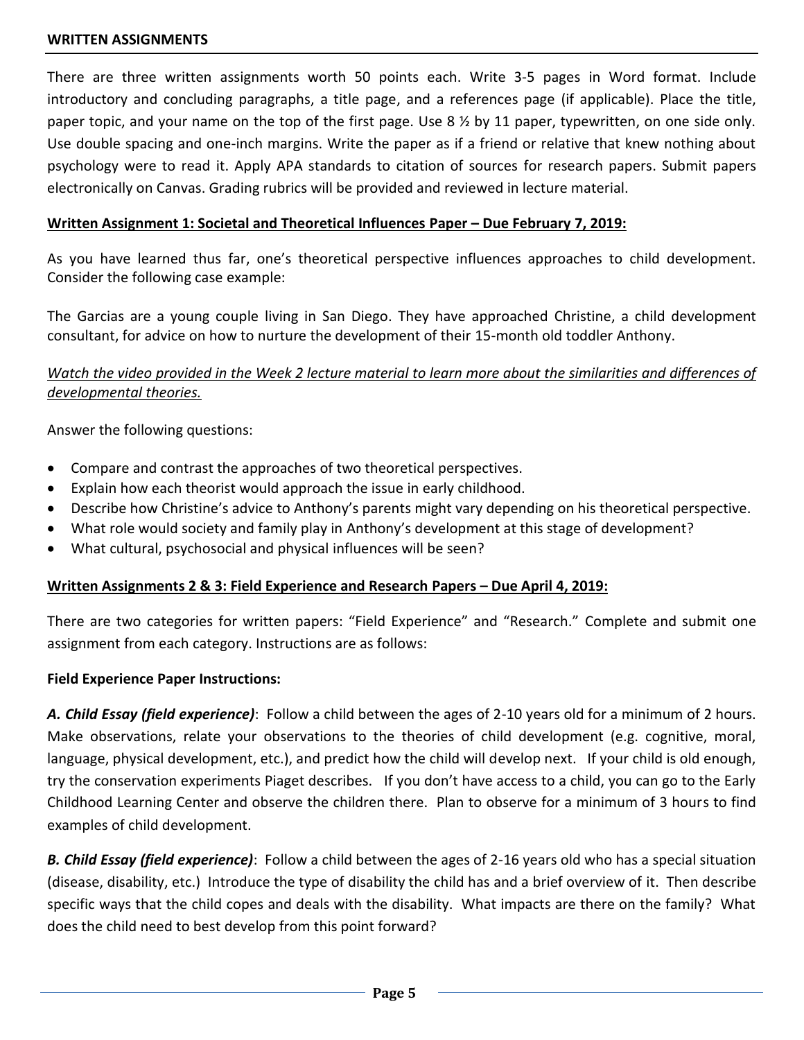## WRITTEN ASSIGNMENTS

There are three written assignments worth 50 points each. Write 3-5 pages in Word format. Include introductory and concluding paragraphs, a title page, and a references page (if applicable). Place the title, paper topic, and your name on the top of the first page. Use 8 ½ by 11 paper, typewritten, on one side only. Use double spacing and one-inch margins. Write the paper as if a friend or relative that knew nothing about psychology were to read it. Apply APA standards to citation of sources for research papers. Submit papers electronically on Canvas. Grading rubrics will be provided and reviewed in lecture material.

### Written Assignment 1: Societal and Theoretical Influences Paper – Due February 7, 2019:

As you have learned thus far, one's theoretical perspective influences approaches to child development. Consider the following case example:

The Garcias are a young couple living in San Diego. They have approached Christine, a child development consultant, for advice on how to nurture the development of their 15-month old toddler Anthony.

*Watch the video provided in the Week 2 lecture material to learn more about the similarities and differences of developmental theories.*

Answer the following questions:

- Compare and contrast the approaches of two theoretical perspectives.
- Explain how each theorist would approach the issue in early childhood.
- Describe how Christine's advice to Anthony's parents might vary depending on his theoretical perspective.
- What role would society and family play in Anthony's development at this stage of development?
- What cultural, psychosocial and physical influences will be seen?

### Written Assignments 2 & 3: Field Experience and Research Papers – Due April 4, 2019:

There are two categories for written papers: "Field Experience" and "Research." Complete and submit one assignment from each category. Instructions are as follows:

**Field Experience Paper Instructions:**

***A. Child Essay (field experience)***: Follow a child between the ages of 2-10 years old for a minimum of 2 hours. Make observations, relate your observations to the theories of child development (e.g. cognitive, moral, language, physical development, etc.), and predict how the child will develop next. If your child is old enough, try the conservation experiments Piaget describes. If you don't have access to a child, you can go to the Early Childhood Learning Center and observe the children there. Plan to observe for a minimum of 3 hours to find examples of child development.

***B. Child Essay (field experience)***: Follow a child between the ages of 2-16 years old who has a special situation (disease, disability, etc.) Introduce the type of disability the child has and a brief overview of it. Then describe specific ways that the child copes and deals with the disability. What impacts are there on the family? What does the child need to best develop from this point forward?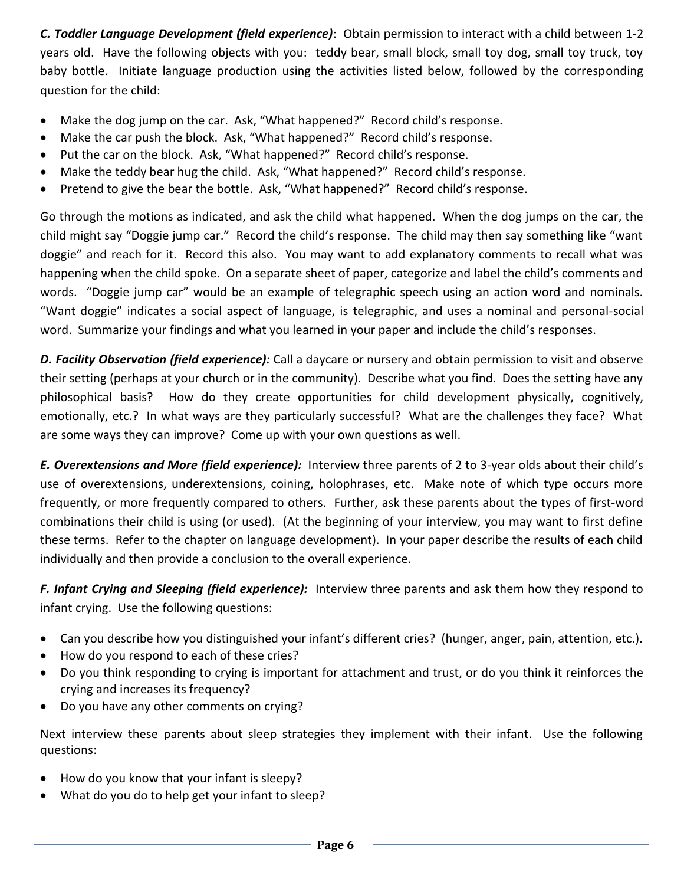***C. Toddler Language Development (field experience)***: Obtain permission to interact with a child between 1-2 years old. Have the following objects with you: teddy bear, small block, small toy dog, small toy truck, toy baby bottle. Initiate language production using the activities listed below, followed by the corresponding question for the child:

- Make the dog jump on the car. Ask, "What happened?" Record child's response.
- Make the car push the block. Ask, "What happened?" Record child's response.
- Put the car on the block. Ask, "What happened?" Record child's response.
- Make the teddy bear hug the child. Ask, "What happened?" Record child's response.
- Pretend to give the bear the bottle. Ask, "What happened?" Record child's response.

Go through the motions as indicated, and ask the child what happened. When the dog jumps on the car, the child might say "Doggie jump car." Record the child's response. The child may then say something like "want doggie" and reach for it. Record this also. You may want to add explanatory comments to recall what was happening when the child spoke. On a separate sheet of paper, categorize and label the child's comments and words. "Doggie jump car" would be an example of telegraphic speech using an action word and nominals. "Want doggie" indicates a social aspect of language, is telegraphic, and uses a nominal and personal-social word. Summarize your findings and what you learned in your paper and include the child's responses.

***D. Facility Observation (field experience):*** Call a daycare or nursery and obtain permission to visit and observe their setting (perhaps at your church or in the community). Describe what you find. Does the setting have any philosophical basis? How do they create opportunities for child development physically, cognitively, emotionally, etc.? In what ways are they particularly successful? What are the challenges they face? What are some ways they can improve? Come up with your own questions as well.

***E. Overextensions and More (field experience):*** Interview three parents of 2 to 3-year olds about their child's use of overextensions, underextensions, coining, holophrases, etc. Make note of which type occurs more frequently, or more frequently compared to others. Further, ask these parents about the types of first-word combinations their child is using (or used). (At the beginning of your interview, you may want to first define these terms. Refer to the chapter on language development). In your paper describe the results of each child individually and then provide a conclusion to the overall experience.

***F. Infant Crying and Sleeping (field experience):*** Interview three parents and ask them how they respond to infant crying. Use the following questions:

- Can you describe how you distinguished your infant's different cries? (hunger, anger, pain, attention, etc.).
- How do you respond to each of these cries?
- Do you think responding to crying is important for attachment and trust, or do you think it reinforces the crying and increases its frequency?
- Do you have any other comments on crying?

Next interview these parents about sleep strategies they implement with their infant. Use the following questions:

- How do you know that your infant is sleepy?
- What do you do to help get your infant to sleep?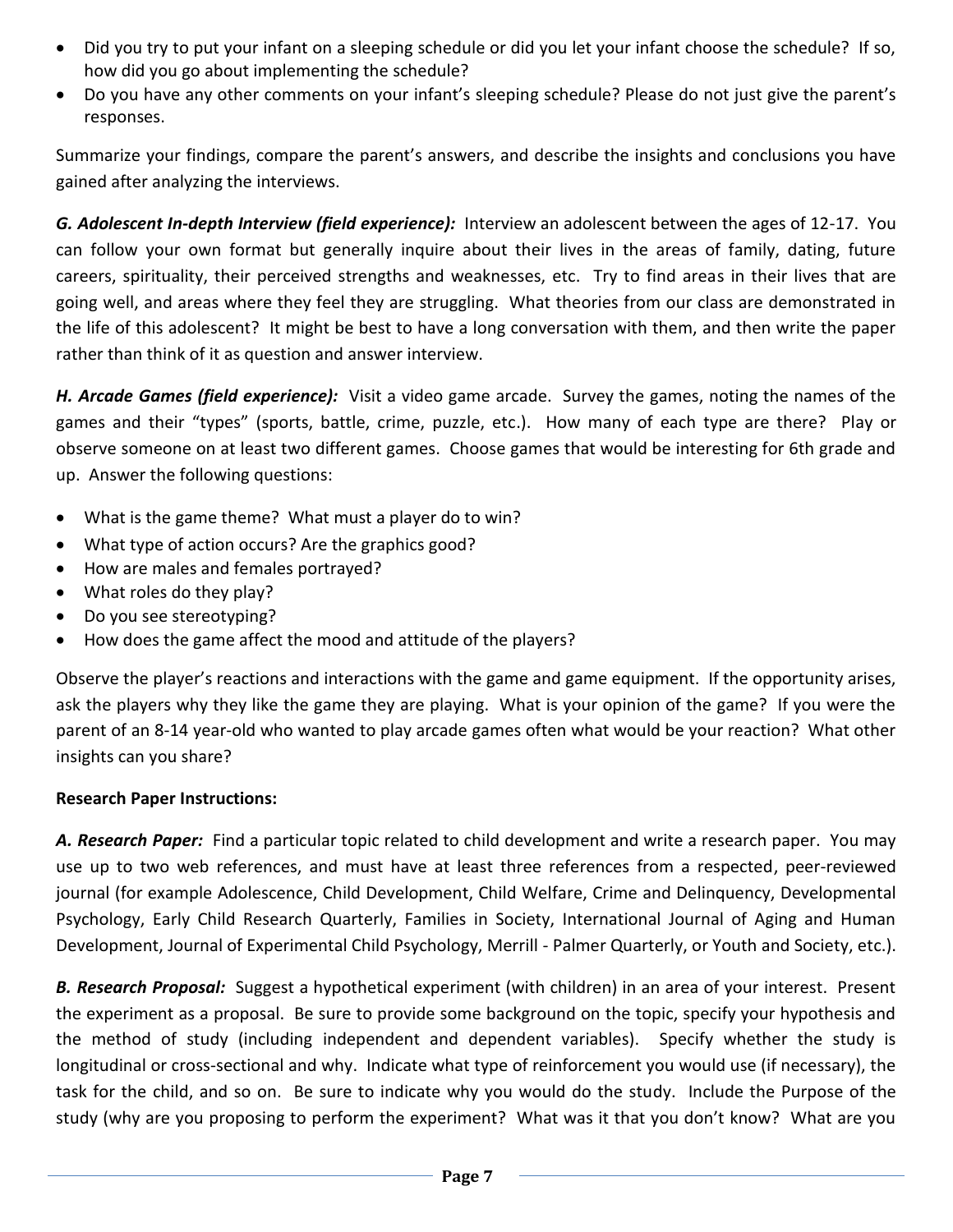- Did you try to put your infant on a sleeping schedule or did you let your infant choose the schedule? If so, how did you go about implementing the schedule?
- Do you have any other comments on your infant's sleeping schedule? Please do not just give the parent's responses.

Summarize your findings, compare the parent's answers, and describe the insights and conclusions you have gained after analyzing the interviews.

***G. Adolescent In-depth Interview (field experience):*** Interview an adolescent between the ages of 12-17. You can follow your own format but generally inquire about their lives in the areas of family, dating, future careers, spirituality, their perceived strengths and weaknesses, etc. Try to find areas in their lives that are going well, and areas where they feel they are struggling. What theories from our class are demonstrated in the life of this adolescent? It might be best to have a long conversation with them, and then write the paper rather than think of it as question and answer interview.

***H. Arcade Games (field experience):*** Visit a video game arcade. Survey the games, noting the names of the games and their "types" (sports, battle, crime, puzzle, etc.). How many of each type are there? Play or observe someone on at least two different games. Choose games that would be interesting for 6th grade and up. Answer the following questions:

- What is the game theme? What must a player do to win?
- What type of action occurs? Are the graphics good?
- How are males and females portrayed?
- What roles do they play?
- Do you see stereotyping?
- How does the game affect the mood and attitude of the players?

Observe the player's reactions and interactions with the game and game equipment. If the opportunity arises, ask the players why they like the game they are playing. What is your opinion of the game? If you were the parent of an 8-14 year-old who wanted to play arcade games often what would be your reaction? What other insights can you share?

**Research Paper Instructions:**

***A. Research Paper:*** Find a particular topic related to child development and write a research paper. You may use up to two web references, and must have at least three references from a respected, peer-reviewed journal (for example Adolescence, Child Development, Child Welfare, Crime and Delinquency, Developmental Psychology, Early Child Research Quarterly, Families in Society, International Journal of Aging and Human Development, Journal of Experimental Child Psychology, Merrill - Palmer Quarterly, or Youth and Society, etc.).

***B. Research Proposal:*** Suggest a hypothetical experiment (with children) in an area of your interest. Present the experiment as a proposal. Be sure to provide some background on the topic, specify your hypothesis and the method of study (including independent and dependent variables). Specify whether the study is longitudinal or cross-sectional and why. Indicate what type of reinforcement you would use (if necessary), the task for the child, and so on. Be sure to indicate why you would do the study. Include the Purpose of the study (why are you proposing to perform the experiment? What was it that you don't know? What are you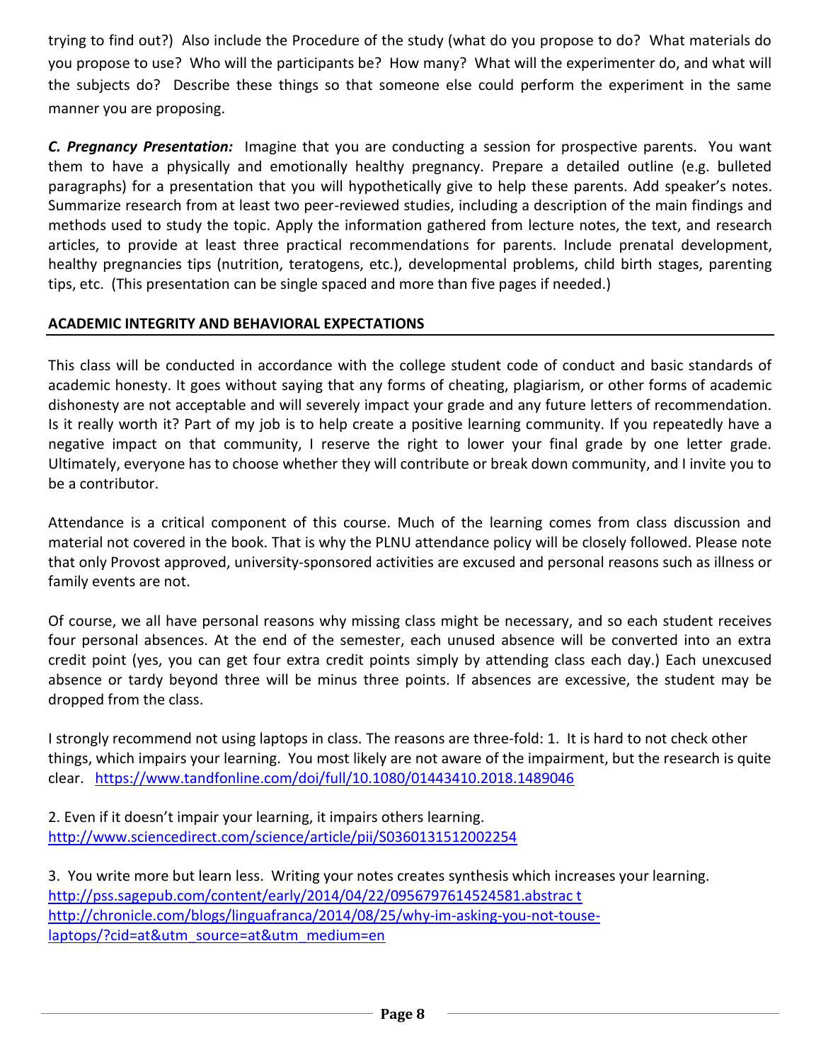trying to find out?) Also include the Procedure of the study (what do you propose to do? What materials do you propose to use? Who will the participants be? How many? What will the experimenter do, and what will the subjects do? Describe these things so that someone else could perform the experiment in the same manner you are proposing.

***C. Pregnancy Presentation:*** Imagine that you are conducting a session for prospective parents. You want them to have a physically and emotionally healthy pregnancy. Prepare a detailed outline (e.g. bulleted paragraphs) for a presentation that you will hypothetically give to help these parents. Add speaker's notes. Summarize research from at least two peer-reviewed studies, including a description of the main findings and methods used to study the topic. Apply the information gathered from lecture notes, the text, and research articles, to provide at least three practical recommendations for parents. Include prenatal development, healthy pregnancies tips (nutrition, teratogens, etc.), developmental problems, child birth stages, parenting tips, etc. (This presentation can be single spaced and more than five pages if needed.)

## ACADEMIC INTEGRITY AND BEHAVIORAL EXPECTATIONS

This class will be conducted in accordance with the college student code of conduct and basic standards of academic honesty. It goes without saying that any forms of cheating, plagiarism, or other forms of academic dishonesty are not acceptable and will severely impact your grade and any future letters of recommendation. Is it really worth it? Part of my job is to help create a positive learning community. If you repeatedly have a negative impact on that community, I reserve the right to lower your final grade by one letter grade. Ultimately, everyone has to choose whether they will contribute or break down community, and I invite you to be a contributor.

Attendance is a critical component of this course. Much of the learning comes from class discussion and material not covered in the book. That is why the PLNU attendance policy will be closely followed. Please note that only Provost approved, university-sponsored activities are excused and personal reasons such as illness or family events are not.

Of course, we all have personal reasons why missing class might be necessary, and so each student receives four personal absences. At the end of the semester, each unused absence will be converted into an extra credit point (yes, you can get four extra credit points simply by attending class each day.) Each unexcused absence or tardy beyond three will be minus three points. If absences are excessive, the student may be dropped from the class.

I strongly recommend not using laptops in class. The reasons are three-fold: 1. It is hard to not check other things, which impairs your learning. You most likely are not aware of the impairment, but the research is quite clear. https://www.tandfonline.com/doi/full/10.1080/01443410.2018.1489046

2. Even if it doesn't impair your learning, it impairs others learning.
http://www.sciencedirect.com/science/article/pii/S0360131512002254

3. You write more but learn less. Writing your notes creates synthesis which increases your learning.
http://pss.sagepub.com/content/early/2014/04/22/0956797614524581.abstrac t
http://chronicle.com/blogs/linguafranca/2014/08/25/why-im-asking-you-not-touse-laptops/?cid=at&utm_source=at&utm_medium=en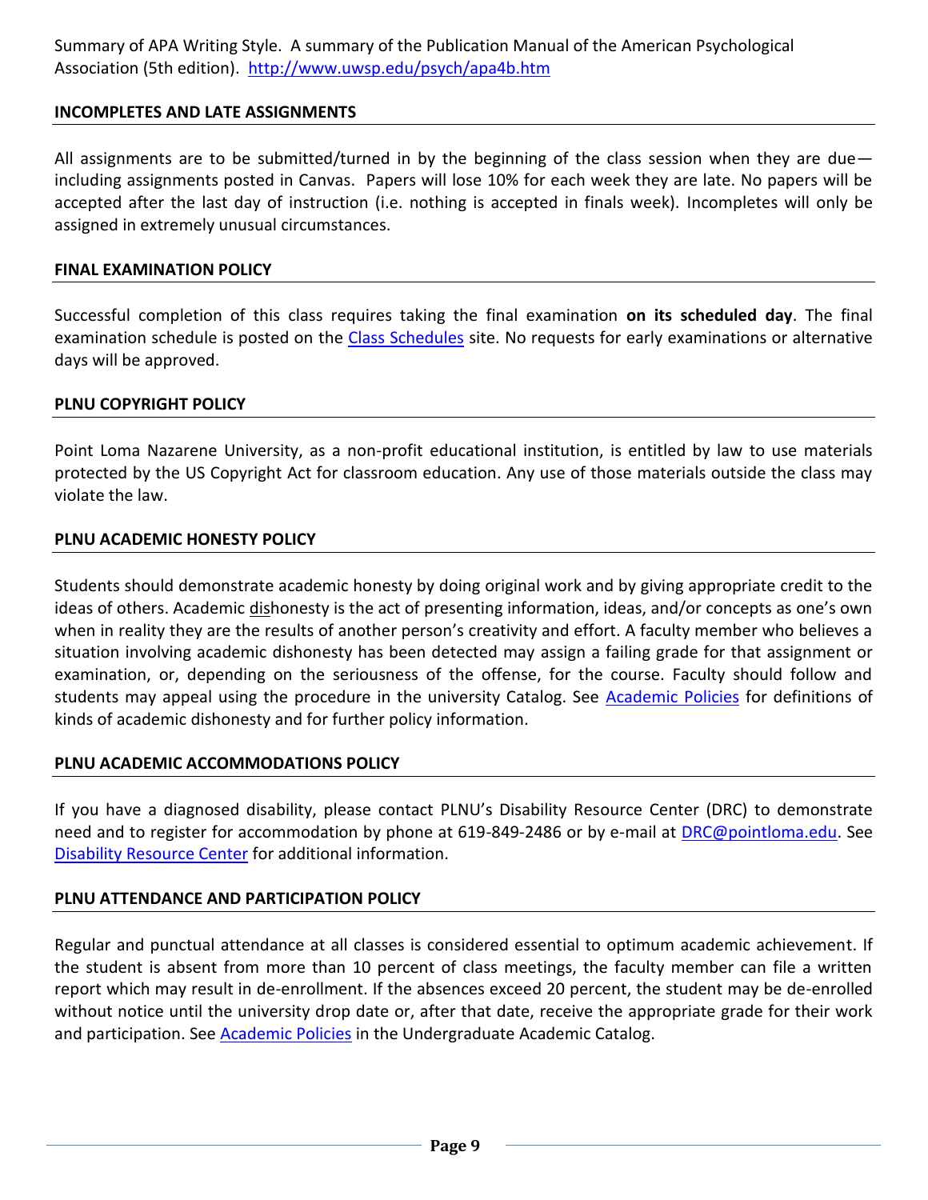Summary of APA Writing Style. A summary of the Publication Manual of the American Psychological Association (5th edition). http://www.uwsp.edu/psych/apa4b.htm

## INCOMPLETES AND LATE ASSIGNMENTS

All assignments are to be submitted/turned in by the beginning of the class session when they are due—including assignments posted in Canvas. Papers will lose 10% for each week they are late. No papers will be accepted after the last day of instruction (i.e. nothing is accepted in finals week). Incompletes will only be assigned in extremely unusual circumstances.

## FINAL EXAMINATION POLICY

Successful completion of this class requires taking the final examination **on its scheduled day**. The final examination schedule is posted on the Class Schedules site. No requests for early examinations or alternative days will be approved.

## PLNU COPYRIGHT POLICY

Point Loma Nazarene University, as a non-profit educational institution, is entitled by law to use materials protected by the US Copyright Act for classroom education. Any use of those materials outside the class may violate the law.

## PLNU ACADEMIC HONESTY POLICY

Students should demonstrate academic honesty by doing original work and by giving appropriate credit to the ideas of others. Academic dishonesty is the act of presenting information, ideas, and/or concepts as one's own when in reality they are the results of another person's creativity and effort. A faculty member who believes a situation involving academic dishonesty has been detected may assign a failing grade for that assignment or examination, or, depending on the seriousness of the offense, for the course. Faculty should follow and students may appeal using the procedure in the university Catalog. See Academic Policies for definitions of kinds of academic dishonesty and for further policy information.

## PLNU ACADEMIC ACCOMMODATIONS POLICY

If you have a diagnosed disability, please contact PLNU's Disability Resource Center (DRC) to demonstrate need and to register for accommodation by phone at 619-849-2486 or by e-mail at DRC@pointloma.edu. See Disability Resource Center for additional information.

## PLNU ATTENDANCE AND PARTICIPATION POLICY

Regular and punctual attendance at all classes is considered essential to optimum academic achievement. If the student is absent from more than 10 percent of class meetings, the faculty member can file a written report which may result in de-enrollment. If the absences exceed 20 percent, the student may be de-enrolled without notice until the university drop date or, after that date, receive the appropriate grade for their work and participation. See Academic Policies in the Undergraduate Academic Catalog.